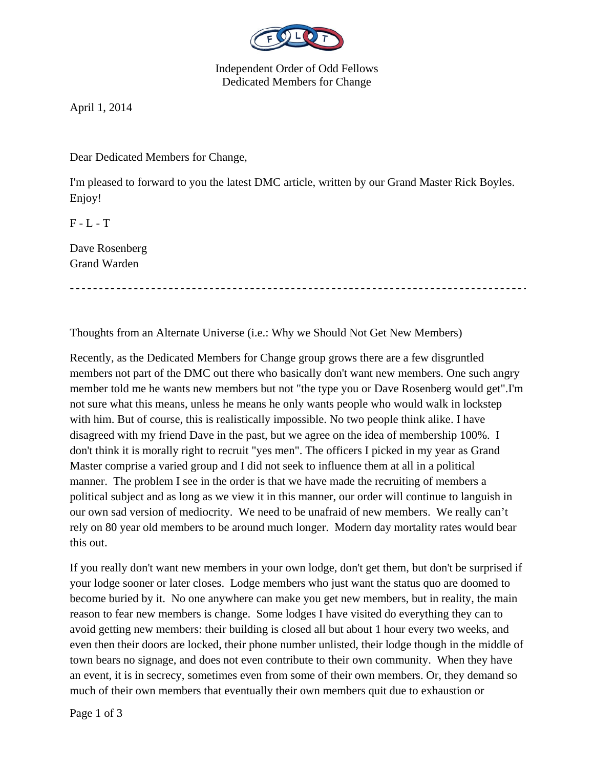Independent Order of Odd Fellows
Dedicated Members for Change

April 1, 2014

Dear Dedicated Members for Change,

I'm pleased to forward to you the latest DMC article, written by our Grand Master Rick Boyles. Enjoy!

F - L - T

Dave Rosenberg
Grand Warden

---

Thoughts from an Alternate Universe (i.e.: Why we Should Not Get New Members)

Recently, as the Dedicated Members for Change group grows there are a few disgruntled members not part of the DMC out there who basically don't want new members. One such angry member told me he wants new members but not "the type you or Dave Rosenberg would get".I'm not sure what this means, unless he means he only wants people who would walk in lockstep with him. But of course, this is realistically impossible. No two people think alike. I have disagreed with my friend Dave in the past, but we agree on the idea of membership 100%. I don't think it is morally right to recruit "yes men". The officers I picked in my year as Grand Master comprise a varied group and I did not seek to influence them at all in a political manner. The problem I see in the order is that we have made the recruiting of members a political subject and as long as we view it in this manner, our order will continue to languish in our own sad version of mediocrity. We need to be unafraid of new members. We really can't rely on 80 year old members to be around much longer. Modern day mortality rates would bear this out.

If you really don't want new members in your own lodge, don't get them, but don't be surprised if your lodge sooner or later closes. Lodge members who just want the status quo are doomed to become buried by it. No one anywhere can make you get new members, but in reality, the main reason to fear new members is change. Some lodges I have visited do everything they can to avoid getting new members: their building is closed all but about 1 hour every two weeks, and even then their doors are locked, their phone number unlisted, their lodge though in the middle of town bears no signage, and does not even contribute to their own community. When they have an event, it is in secrecy, sometimes even from some of their own members. Or, they demand so much of their own members that eventually their own members quit due to exhaustion or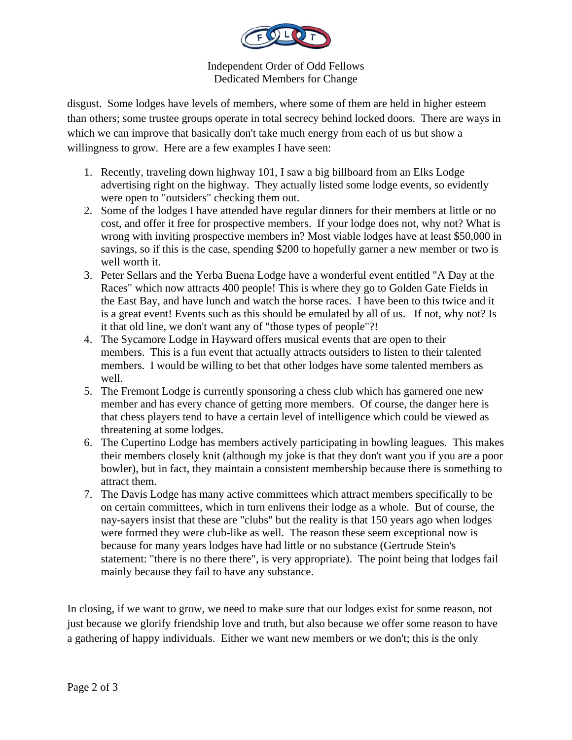disgust. Some lodges have levels of members, where some of them are held in higher esteem than others; some trustee groups operate in total secrecy behind locked doors. There are ways in which we can improve that basically don't take much energy from each of us but show a willingness to grow. Here are a few examples I have seen:

1. Recently, traveling down highway 101, I saw a big billboard from an Elks Lodge advertising right on the highway. They actually listed some lodge events, so evidently were open to "outsiders" checking them out.
2. Some of the lodges I have attended have regular dinners for their members at little or no cost, and offer it free for prospective members. If your lodge does not, why not? What is wrong with inviting prospective members in? Most viable lodges have at least $50,000 in savings, so if this is the case, spending $200 to hopefully garner a new member or two is well worth it.
3. Peter Sellars and the Yerba Buena Lodge have a wonderful event entitled "A Day at the Races" which now attracts 400 people! This is where they go to Golden Gate Fields in the East Bay, and have lunch and watch the horse races. I have been to this twice and it is a great event! Events such as this should be emulated by all of us. If not, why not? Is it that old line, we don't want any of "those types of people"?!
4. The Sycamore Lodge in Hayward offers musical events that are open to their members. This is a fun event that actually attracts outsiders to listen to their talented members. I would be willing to bet that other lodges have some talented members as well.
5. The Fremont Lodge is currently sponsoring a chess club which has garnered one new member and has every chance of getting more members. Of course, the danger here is that chess players tend to have a certain level of intelligence which could be viewed as threatening at some lodges.
6. The Cupertino Lodge has members actively participating in bowling leagues. This makes their members closely knit (although my joke is that they don't want you if you are a poor bowler), but in fact, they maintain a consistent membership because there is something to attract them.
7. The Davis Lodge has many active committees which attract members specifically to be on certain committees, which in turn enlivens their lodge as a whole. But of course, the nay-sayers insist that these are "clubs" but the reality is that 150 years ago when lodges were formed they were club-like as well. The reason these seem exceptional now is because for many years lodges have had little or no substance (Gertrude Stein's statement: "there is no there there", is very appropriate). The point being that lodges fail mainly because they fail to have any substance.

In closing, if we want to grow, we need to make sure that our lodges exist for some reason, not just because we glorify friendship love and truth, but also because we offer some reason to have a gathering of happy individuals. Either we want new members or we don't; this is the only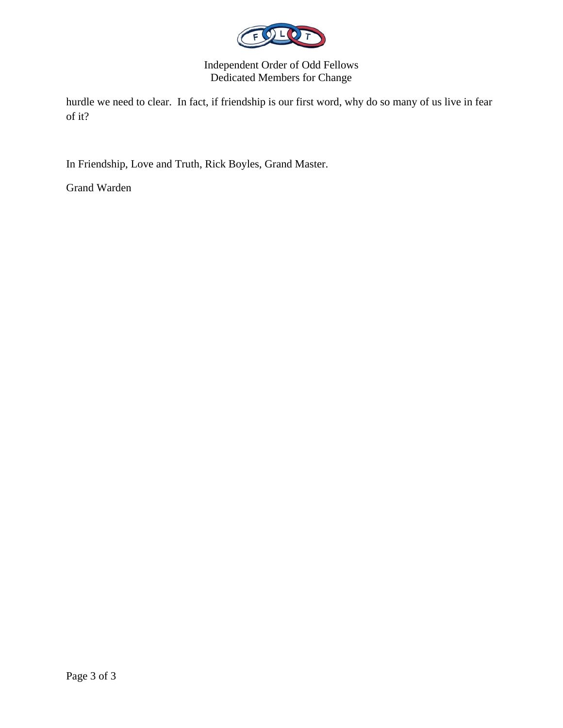hurdle we need to clear.  In fact, if friendship is our first word, why do so many of us live in fear of it?

In Friendship, Love and Truth, Rick Boyles, Grand Master.

Grand Warden